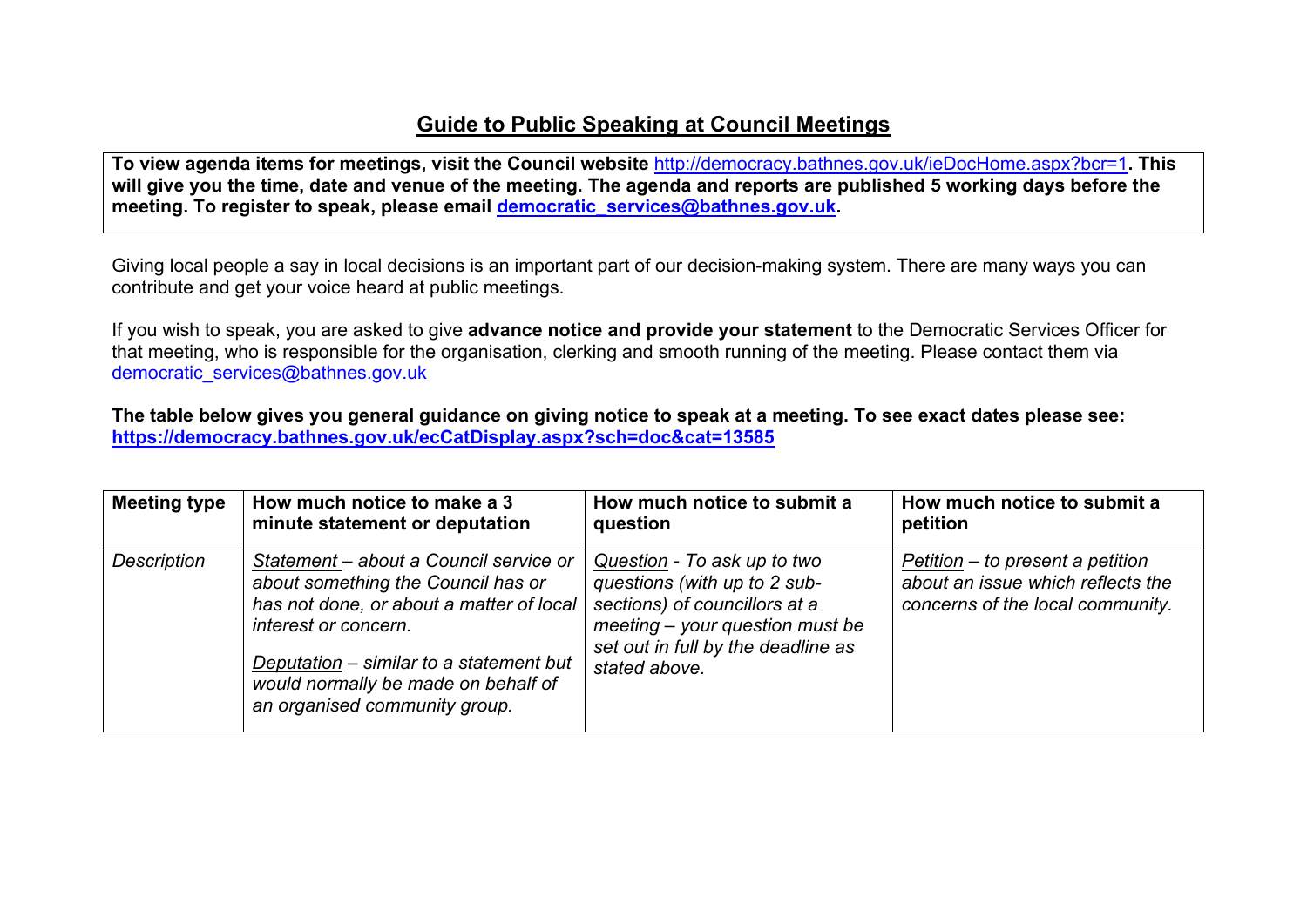# Guide to Public Speaking at Council Meetings

**To view agenda items for meetings, visit the Council website [http://democracy.bathnes.gov.uk/ieDocHome.aspx?bcr=1](http://democracy.bathnes.gov.uk/ieDocHome.aspx?bcr=1). This will give you the time, date and venue of the meeting. The agenda and reports are published 5 working days before the meeting. To register to speak, please email [democratic_services@bathnes.gov.uk](mailto:democratic_services@bathnes.gov.uk).**

Giving local people a say in local decisions is an important part of our decision-making system. There are many ways you can contribute and get your voice heard at public meetings.

If you wish to speak, you are asked to give **advance notice and provide your statement** to the Democratic Services Officer for that meeting, who is responsible for the organisation, clerking and smooth running of the meeting. Please contact them via democratic_services@bathnes.gov.uk

**The table below gives you general guidance on giving notice to speak at a meeting. To see exact dates please see: [https://democracy.bathnes.gov.uk/ecCatDisplay.aspx?sch=doc&cat=13585](https://democracy.bathnes.gov.uk/ecCatDisplay.aspx?sch=doc&cat=13585)**

| Meeting type | How much notice to make a 3 minute statement or deputation | How much notice to submit a question | How much notice to submit a petition |
|---|---|---|---|
| *Description* | *Statement – about a Council service or about something the Council has or has not done, or about a matter of local interest or concern.*<br><br>*Deputation – similar to a statement but would normally be made on behalf of an organised community group.* | *Question - To ask up to two questions (with up to 2 sub-sections) of councillors at a meeting – your question must be set out in full by the deadline as stated above.* | *Petition – to present a petition about an issue which reflects the concerns of the local community.* |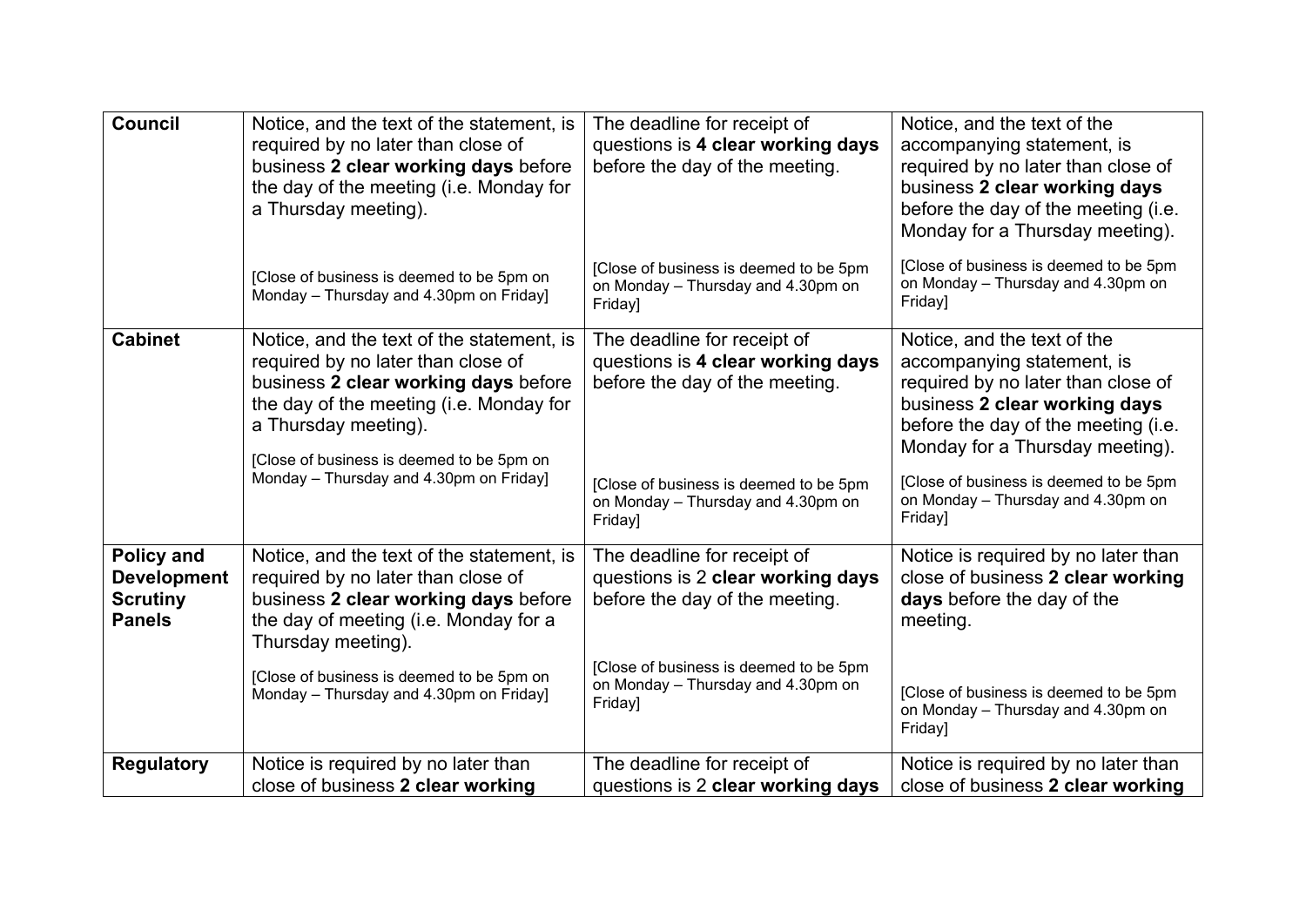| | | | |
|---|---|---|---|
| **Council** | Notice, and the text of the statement, is required by no later than close of business **2 clear working days** before the day of the meeting (i.e. Monday for a Thursday meeting).<br><br>[Close of business is deemed to be 5pm on Monday – Thursday and 4.30pm on Friday] | The deadline for receipt of questions is **4 clear working days** before the day of the meeting.<br><br>[Close of business is deemed to be 5pm on Monday – Thursday and 4.30pm on Friday] | Notice, and the text of the accompanying statement, is required by no later than close of business **2 clear working days** before the day of the meeting (i.e. Monday for a Thursday meeting).<br><br>[Close of business is deemed to be 5pm on Monday – Thursday and 4.30pm on Friday] |
| **Cabinet** | Notice, and the text of the statement, is required by no later than close of business **2 clear working days** before the day of the meeting (i.e. Monday for a Thursday meeting).<br><br>[Close of business is deemed to be 5pm on Monday – Thursday and 4.30pm on Friday] | The deadline for receipt of questions is **4 clear working days** before the day of the meeting.<br><br>[Close of business is deemed to be 5pm on Monday – Thursday and 4.30pm on Friday] | Notice, and the text of the accompanying statement, is required by no later than close of business **2 clear working days** before the day of the meeting (i.e. Monday for a Thursday meeting).<br><br>[Close of business is deemed to be 5pm on Monday – Thursday and 4.30pm on Friday] |
| **Policy and Development Scrutiny Panels** | Notice, and the text of the statement, is required by no later than close of business **2 clear working days** before the day of meeting (i.e. Monday for a Thursday meeting).<br><br>[Close of business is deemed to be 5pm on Monday – Thursday and 4.30pm on Friday] | The deadline for receipt of questions is 2 **clear working days** before the day of the meeting.<br><br>[Close of business is deemed to be 5pm on Monday – Thursday and 4.30pm on Friday] | Notice is required by no later than close of business **2 clear working days** before the day of the meeting.<br><br>[Close of business is deemed to be 5pm on Monday – Thursday and 4.30pm on Friday] |
| **Regulatory** | Notice is required by no later than close of business **2 clear working** | The deadline for receipt of questions is 2 **clear working days** | Notice is required by no later than close of business **2 clear working** |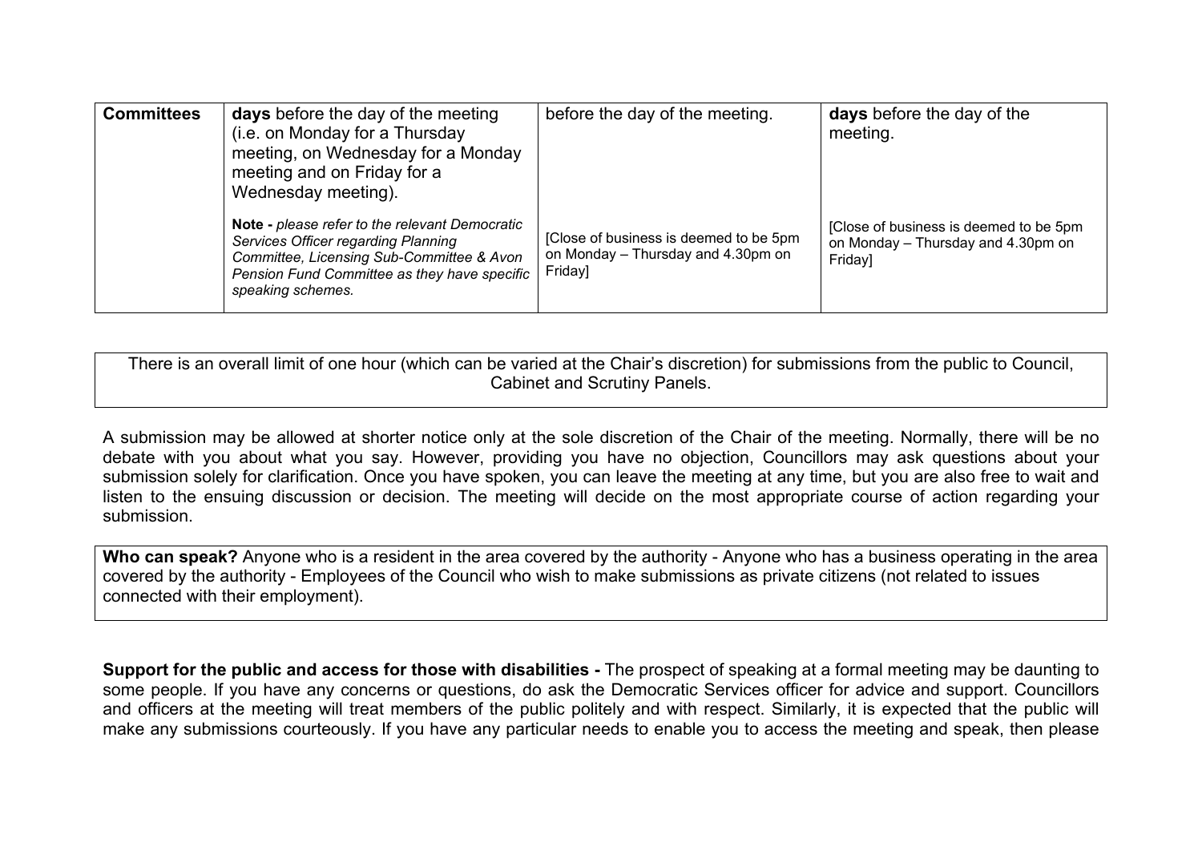| Committees | **days** before the day of the meeting (i.e. on Monday for a Thursday meeting, on Wednesday for a Monday meeting and on Friday for a Wednesday meeting).<br><br>**Note -** *please refer to the relevant Democratic Services Officer regarding Planning Committee, Licensing Sub-Committee & Avon Pension Fund Committee as they have specific speaking schemes.* | before the day of the meeting.<br><br>[Close of business is deemed to be 5pm on Monday – Thursday and 4.30pm on Friday] | **days** before the day of the meeting.<br><br>[Close of business is deemed to be 5pm on Monday – Thursday and 4.30pm on Friday] |
|---|---|---|---|

There is an overall limit of one hour (which can be varied at the Chair's discretion) for submissions from the public to Council, Cabinet and Scrutiny Panels.

A submission may be allowed at shorter notice only at the sole discretion of the Chair of the meeting. Normally, there will be no debate with you about what you say. However, providing you have no objection, Councillors may ask questions about your submission solely for clarification. Once you have spoken, you can leave the meeting at any time, but you are also free to wait and listen to the ensuing discussion or decision. The meeting will decide on the most appropriate course of action regarding your submission.

**Who can speak?** Anyone who is a resident in the area covered by the authority - Anyone who has a business operating in the area covered by the authority - Employees of the Council who wish to make submissions as private citizens (not related to issues connected with their employment).

**Support for the public and access for those with disabilities -** The prospect of speaking at a formal meeting may be daunting to some people. If you have any concerns or questions, do ask the Democratic Services officer for advice and support. Councillors and officers at the meeting will treat members of the public politely and with respect. Similarly, it is expected that the public will make any submissions courteously. If you have any particular needs to enable you to access the meeting and speak, then please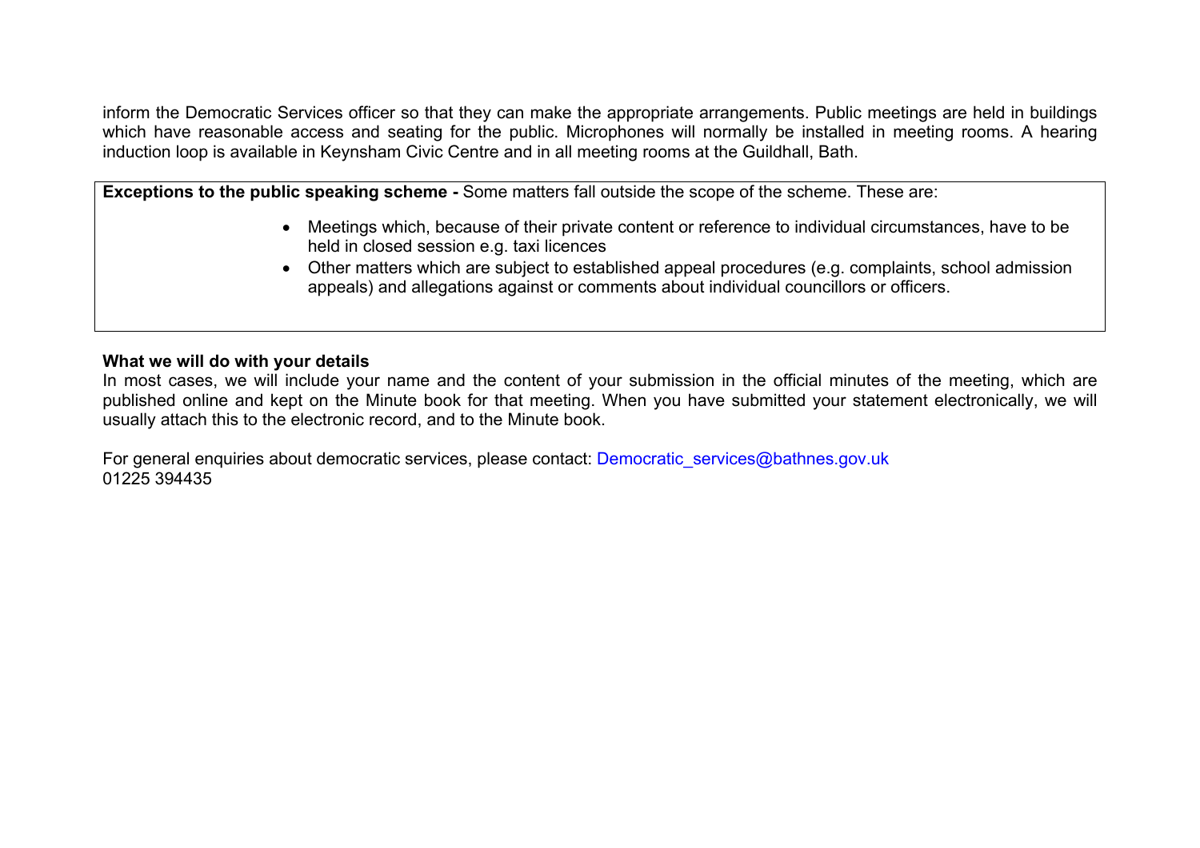inform the Democratic Services officer so that they can make the appropriate arrangements. Public meetings are held in buildings which have reasonable access and seating for the public. Microphones will normally be installed in meeting rooms. A hearing induction loop is available in Keynsham Civic Centre and in all meeting rooms at the Guildhall, Bath.

**Exceptions to the public speaking scheme -** Some matters fall outside the scope of the scheme. These are:

- Meetings which, because of their private content or reference to individual circumstances, have to be held in closed session e.g. taxi licences
- Other matters which are subject to established appeal procedures (e.g. complaints, school admission appeals) and allegations against or comments about individual councillors or officers.

**What we will do with your details**

In most cases, we will include your name and the content of your submission in the official minutes of the meeting, which are published online and kept on the Minute book for that meeting. When you have submitted your statement electronically, we will usually attach this to the electronic record, and to the Minute book.

For general enquiries about democratic services, please contact: Democratic_services@bathnes.gov.uk
01225 394435